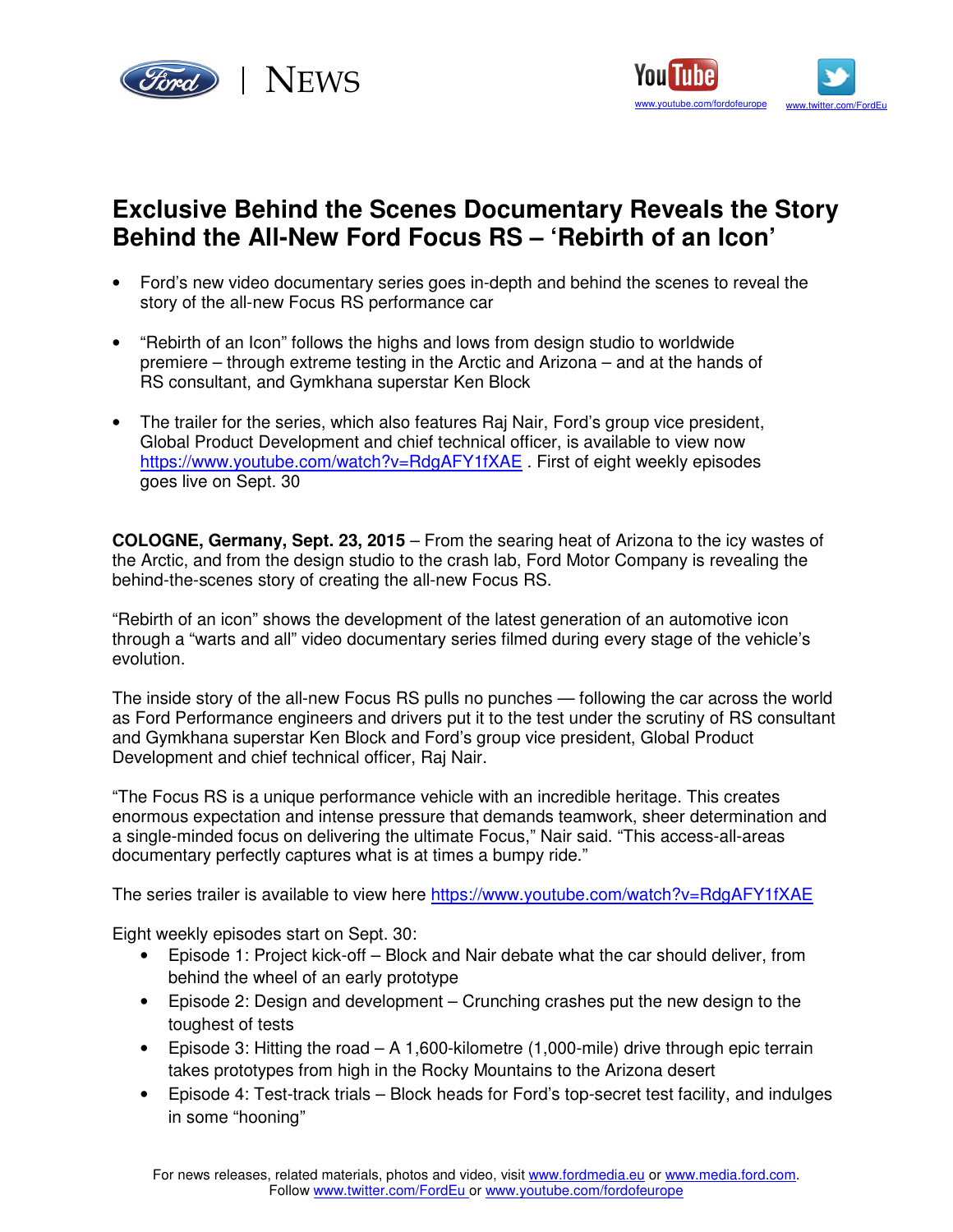Ford | NEWS

YouTube www.youtube.com/fordofeurope

www.twitter.com/FordEu

# Exclusive Behind the Scenes Documentary Reveals the Story Behind the All-New Ford Focus RS – 'Rebirth of an Icon'

- Ford's new video documentary series goes in-depth and behind the scenes to reveal the story of the all-new Focus RS performance car
- "Rebirth of an Icon" follows the highs and lows from design studio to worldwide premiere – through extreme testing in the Arctic and Arizona – and at the hands of RS consultant, and Gymkhana superstar Ken Block
- The trailer for the series, which also features Raj Nair, Ford's group vice president, Global Product Development and chief technical officer, is available to view now https://www.youtube.com/watch?v=RdgAFY1fXAE . First of eight weekly episodes goes live on Sept. 30

**COLOGNE, Germany, Sept. 23, 2015** – From the searing heat of Arizona to the icy wastes of the Arctic, and from the design studio to the crash lab, Ford Motor Company is revealing the behind-the-scenes story of creating the all-new Focus RS.

"Rebirth of an icon" shows the development of the latest generation of an automotive icon through a "warts and all" video documentary series filmed during every stage of the vehicle's evolution.

The inside story of the all-new Focus RS pulls no punches — following the car across the world as Ford Performance engineers and drivers put it to the test under the scrutiny of RS consultant and Gymkhana superstar Ken Block and Ford's group vice president, Global Product Development and chief technical officer, Raj Nair.

"The Focus RS is a unique performance vehicle with an incredible heritage. This creates enormous expectation and intense pressure that demands teamwork, sheer determination and a single-minded focus on delivering the ultimate Focus," Nair said. "This access-all-areas documentary perfectly captures what is at times a bumpy ride."

The series trailer is available to view here https://www.youtube.com/watch?v=RdgAFY1fXAE

Eight weekly episodes start on Sept. 30:

- Episode 1: Project kick-off – Block and Nair debate what the car should deliver, from behind the wheel of an early prototype
- Episode 2: Design and development – Crunching crashes put the new design to the toughest of tests
- Episode 3: Hitting the road – A 1,600-kilometre (1,000-mile) drive through epic terrain takes prototypes from high in the Rocky Mountains to the Arizona desert
- Episode 4: Test-track trials – Block heads for Ford's top-secret test facility, and indulges in some "hooning"

For news releases, related materials, photos and video, visit www.fordmedia.eu or www.media.ford.com.
Follow www.twitter.com/FordEu or www.youtube.com/fordofeurope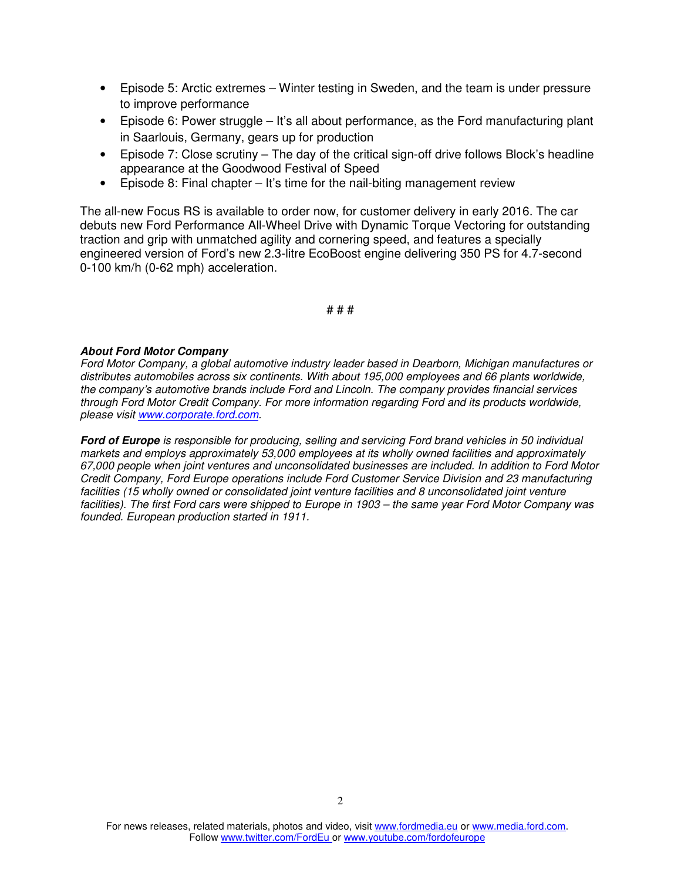- Episode 5: Arctic extremes – Winter testing in Sweden, and the team is under pressure to improve performance
- Episode 6: Power struggle – It's all about performance, as the Ford manufacturing plant in Saarlouis, Germany, gears up for production
- Episode 7: Close scrutiny – The day of the critical sign-off drive follows Block's headline appearance at the Goodwood Festival of Speed
- Episode 8: Final chapter – It's time for the nail-biting management review

The all-new Focus RS is available to order now, for customer delivery in early 2016. The car debuts new Ford Performance All-Wheel Drive with Dynamic Torque Vectoring for outstanding traction and grip with unmatched agility and cornering speed, and features a specially engineered version of Ford's new 2.3-litre EcoBoost engine delivering 350 PS for 4.7-second 0-100 km/h (0-62 mph) acceleration.

# # #

***About Ford Motor Company***
*Ford Motor Company, a global automotive industry leader based in Dearborn, Michigan manufactures or distributes automobiles across six continents. With about 195,000 employees and 66 plants worldwide, the company's automotive brands include Ford and Lincoln. The company provides financial services through Ford Motor Credit Company. For more information regarding Ford and its products worldwide, please visit [www.corporate.ford.com](www.corporate.ford.com).*

***Ford of Europe*** *is responsible for producing, selling and servicing Ford brand vehicles in 50 individual markets and employs approximately 53,000 employees at its wholly owned facilities and approximately 67,000 people when joint ventures and unconsolidated businesses are included. In addition to Ford Motor Credit Company, Ford Europe operations include Ford Customer Service Division and 23 manufacturing facilities (15 wholly owned or consolidated joint venture facilities and 8 unconsolidated joint venture facilities). The first Ford cars were shipped to Europe in 1903 – the same year Ford Motor Company was founded. European production started in 1911.*

For news releases, related materials, photos and video, visit www.fordmedia.eu or www.media.ford.com.
Follow www.twitter.com/FordEu or www.youtube.com/fordofeurope